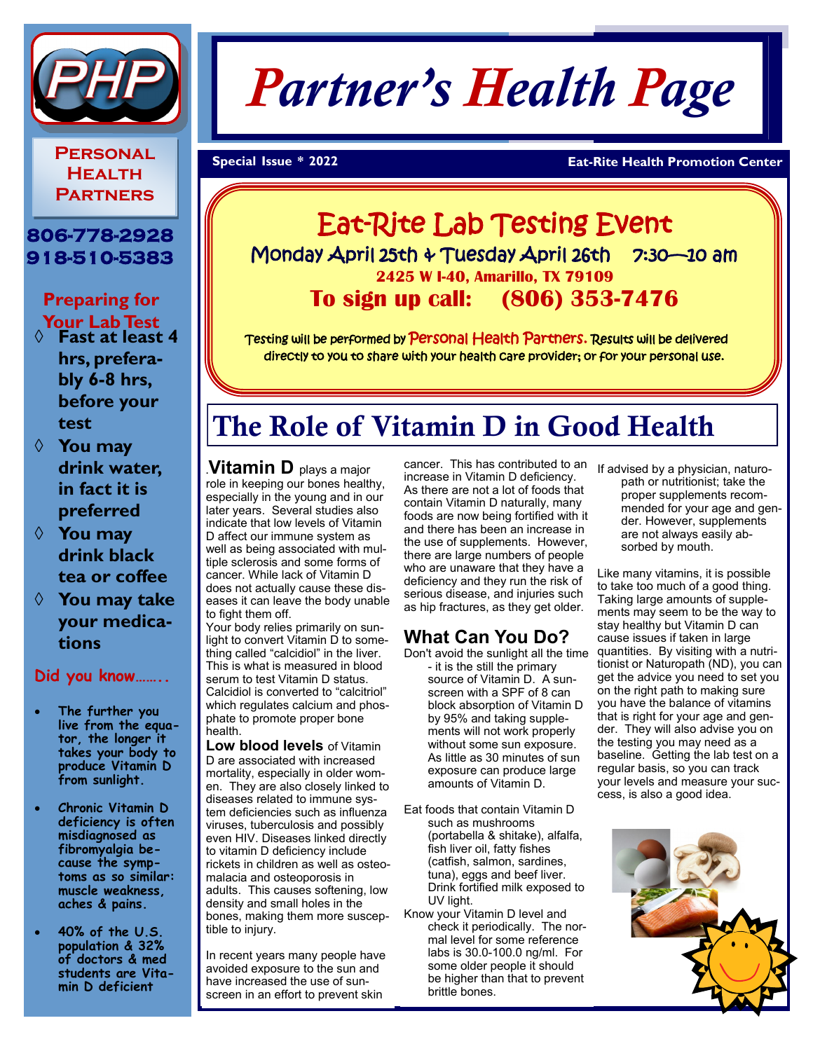# Partner's Health Page

**Special Issue * 2022** — **Eat-Rite Health Promotion Center**

PHP

**Personal Health Partners**

**806-778-2928**
**918-510-5383**

## Eat-Rite Lab Testing Event

Monday April 25th & Tuesday April 26th 7:30—10 am

**2425 W I-40, Amarillo, TX 79109**

**To sign up call: (806) 353-7476**

Testing will be performed by Personal Health Partners. Results will be delivered directly to you to share with your health care provider; or for your personal use.

## The Role of Vitamin D in Good Health

.**Vitamin D** plays a major role in keeping our bones healthy, especially in the young and in our later years. Several studies also indicate that low levels of Vitamin D affect our immune system as well as being associated with multiple sclerosis and some forms of cancer. While lack of Vitamin D does not actually cause these diseases it can leave the body unable to fight them off.

Your body relies primarily on sunlight to convert Vitamin D to something called "calcidiol" in the liver. This is what is measured in blood serum to test Vitamin D status. Calcidiol is converted to "calcitriol" which regulates calcium and phosphate to promote proper bone health.

**Low blood levels** of Vitamin D are associated with increased mortality, especially in older women. They are also closely linked to diseases related to immune system deficiencies such as influenza viruses, tuberculosis and possibly even HIV. Diseases linked directly to vitamin D deficiency include rickets in children as well as osteomalacia and osteoporosis in adults. This causes softening, low density and small holes in the bones, making them more susceptible to injury.

In recent years many people have avoided exposure to the sun and have increased the use of sunscreen in an effort to prevent skin cancer. This has contributed to an increase in Vitamin D deficiency. As there are not a lot of foods that contain Vitamin D naturally, many foods are now being fortified with it and there has been an increase in the use of supplements. However, there are large numbers of people who are unaware that they have a deficiency and they run the risk of serious disease, and injuries such as hip fractures, as they get older.

### What Can You Do?

Don't avoid the sunlight all the time - it is the still the primary source of Vitamin D. A sunscreen with a SPF of 8 can block absorption of Vitamin D by 95% and taking supplements will not work properly without some sun exposure. As little as 30 minutes of sun exposure can produce large amounts of Vitamin D.

Eat foods that contain Vitamin D such as mushrooms (portabella & shitake), alfalfa, fish liver oil, fatty fishes (catfish, salmon, sardines, tuna), eggs and beef liver. Drink fortified milk exposed to UV light.

Know your Vitamin D level and check it periodically. The normal level for some reference labs is 30.0-100.0 ng/ml. For some older people it should be higher than that to prevent brittle bones.

If advised by a physician, naturopath or nutritionist; take the proper supplements recommended for your age and gender. However, supplements are not always easily absorbed by mouth.

Like many vitamins, it is possible to take too much of a good thing. Taking large amounts of supplements may seem to be the way to stay healthy but Vitamin D can cause issues if taken in large quantities. By visiting with a nutritionist or Naturopath (ND), you can get the advice you need to set you on the right path to making sure you have the balance of vitamins that is right for your age and gender. They will also advise you on the testing you may need as a baseline. Getting the lab test on a regular basis, so you can track your levels and measure your success, is also a good idea.

### Preparing for Your Lab Test

- **Fast at least 4 hrs, preferably 6-8 hrs, before your test**
- **You may drink water, in fact it is preferred**
- **You may drink black tea or coffee**
- **You may take your medications**

### Did you know……..

- The further you live from the equator, the longer it takes your body to produce Vitamin D from sunlight.
- Chronic Vitamin D deficiency is often misdiagnosed as fibromyalgia because the symptoms as so similar: muscle weakness, aches & pains.
- 40% of the U.S. population & 32% of doctors & med students are Vitamin D deficient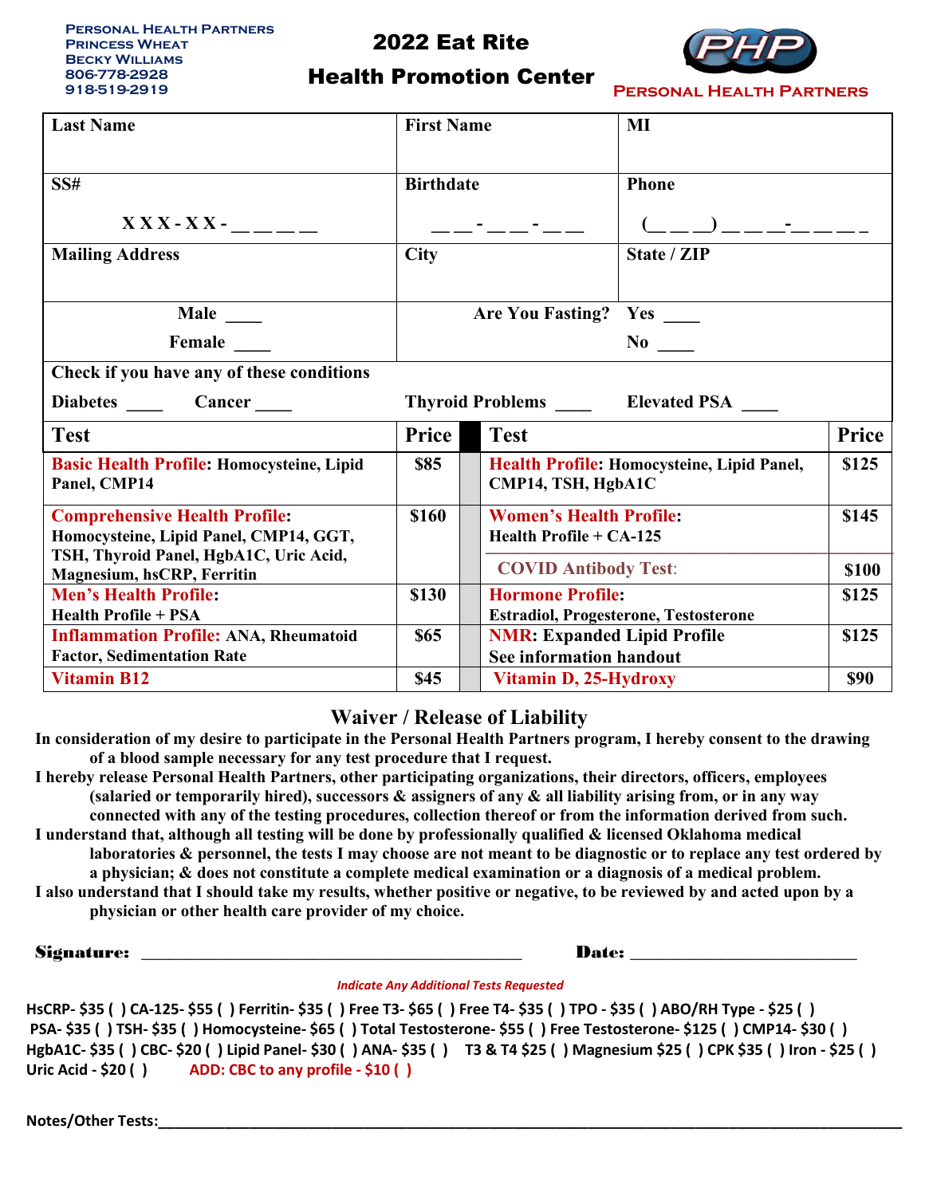PERSONAL HEALTH PARTNERS
PRINCESS WHEAT
BECKY WILLIAMS
806-778-2928
918-519-2919

# 2022 Eat Rite Health Promotion Center

PERSONAL HEALTH PARTNERS

| Last Name | First Name | MI |
|---|---|---|
| SS# XXX-XX-_____ | Birthdate __-__-__ | Phone (___) ___-____ |
| Mailing Address | City | State / ZIP |
| Male ____ Female ____ | Are You Fasting? Yes ____ No ____ | |

Check if you have any of these conditions

Diabetes ____ Cancer ____ Thyroid Problems ____ Elevated PSA ____

| Test | Price | Test | Price |
|---|---|---|---|
| **Basic Health Profile**: Homocysteine, Lipid Panel, CMP14 | $85 | **Health Profile**: Homocysteine, Lipid Panel, CMP14, TSH, HgbA1C | $125 |
| **Comprehensive Health Profile**: Homocysteine, Lipid Panel, CMP14, GGT, TSH, Thyroid Panel, HgbA1C, Uric Acid, Magnesium, hsCRP, Ferritin | $160 | **Women's Health Profile**: Health Profile + CA-125 | $145 |
| | | COVID Antibody Test: | $100 |
| **Men's Health Profile**: Health Profile + PSA | $130 | **Hormone Profile**: Estradiol, Progesterone, Testosterone | $125 |
| **Inflammation Profile**: ANA, Rheumatoid Factor, Sedimentation Rate | $65 | **NMR**: Expanded Lipid Profile See information handout | $125 |
| **Vitamin B12** | $45 | **Vitamin D, 25-Hydroxy** | $90 |

## Waiver / Release of Liability

In consideration of my desire to participate in the Personal Health Partners program, I hereby consent to the drawing of a blood sample necessary for any test procedure that I request.

I hereby release Personal Health Partners, other participating organizations, their directors, officers, employees (salaried or temporarily hired), successors & assigners of any & all liability arising from, or in any way connected with any of the testing procedures, collection thereof or from the information derived from such.

I understand that, although all testing will be done by professionally qualified & licensed Oklahoma medical laboratories & personnel, the tests I may choose are not meant to be diagnostic or to replace any test ordered by a physician; & does not constitute a complete medical examination or a diagnosis of a medical problem.

I also understand that I should take my results, whether positive or negative, to be reviewed by and acted upon by a physician or other health care provider of my choice.

**Signature:** ______________________________ **Date:** ____________________

*Indicate Any Additional Tests Requested*

HsCRP- $35 ( ) CA-125- $55 ( ) Ferritin- $35 ( ) Free T3- $65 ( ) Free T4- $35 ( ) TPO - $35 ( ) ABO/RH Type - $25 ( )
PSA- $35 ( ) TSH- $35 ( ) Homocysteine- $65 ( ) Total Testosterone- $55 ( ) Free Testosterone- $125 ( ) CMP14- $30 ( )
HgbA1C- $35 ( ) CBC- $20 ( ) Lipid Panel- $30 ( ) ANA- $35 ( ) T3 & T4 $25 ( ) Magnesium $25 ( ) CPK $35 ( ) Iron - $25 ( )
Uric Acid - $20 ( ) ADD: CBC to any profile - $10 ( )

Notes/Other Tests:________________________________________________